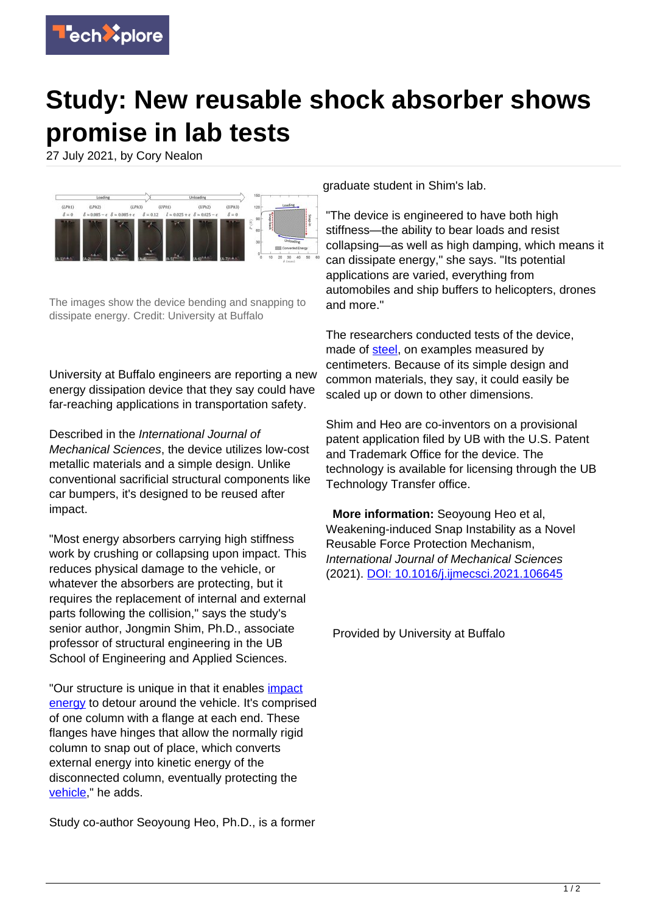# Study: New reusable shock absorber shows promise in lab tests

27 July 2021, by Cory Nealon

The images show the device bending and snapping to dissipate energy. Credit: University at Buffalo

University at Buffalo engineers are reporting a new energy dissipation device that they say could have far-reaching applications in transportation safety.

Described in the *International Journal of Mechanical Sciences*, the device utilizes low-cost metallic materials and a simple design. Unlike conventional sacrificial structural components like car bumpers, it's designed to be reused after impact.

"Most energy absorbers carrying high stiffness work by crushing or collapsing upon impact. This reduces physical damage to the vehicle, or whatever the absorbers are protecting, but it requires the replacement of internal and external parts following the collision," says the study's senior author, Jongmin Shim, Ph.D., associate professor of structural engineering in the UB School of Engineering and Applied Sciences.

"Our structure is unique in that it enables impact energy to detour around the vehicle. It's comprised of one column with a flange at each end. These flanges have hinges that allow the normally rigid column to snap out of place, which converts external energy into kinetic energy of the disconnected column, eventually protecting the vehicle," he adds.

Study co-author Seoyoung Heo, Ph.D., is a former graduate student in Shim's lab.

"The device is engineered to have both high stiffness—the ability to bear loads and resist collapsing—as well as high damping, which means it can dissipate energy," she says. "Its potential applications are varied, everything from automobiles and ship buffers to helicopters, drones and more."

The researchers conducted tests of the device, made of steel, on examples measured by centimeters. Because of its simple design and common materials, they say, it could easily be scaled up or down to other dimensions.

Shim and Heo are co-inventors on a provisional patent application filed by UB with the U.S. Patent and Trademark Office for the device. The technology is available for licensing through the UB Technology Transfer office.

**More information:** Seoyoung Heo et al, Weakening-induced Snap Instability as a Novel Reusable Force Protection Mechanism, *International Journal of Mechanical Sciences* (2021). DOI: 10.1016/j.ijmecsci.2021.106645

Provided by University at Buffalo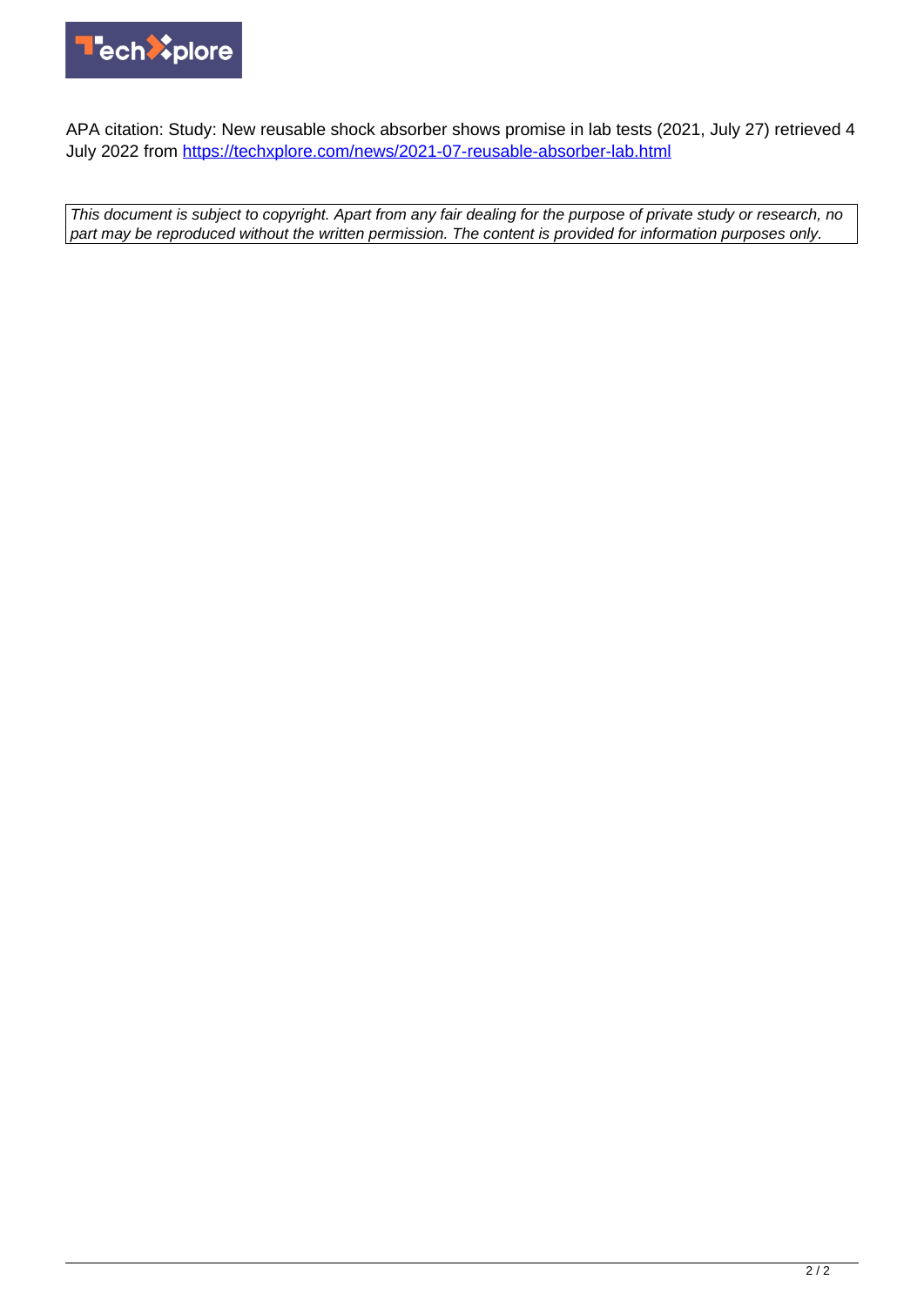APA citation: Study: New reusable shock absorber shows promise in lab tests (2021, July 27) retrieved 4 July 2022 from https://techxplore.com/news/2021-07-reusable-absorber-lab.html

*This document is subject to copyright. Apart from any fair dealing for the purpose of private study or research, no part may be reproduced without the written permission. The content is provided for information purposes only.*